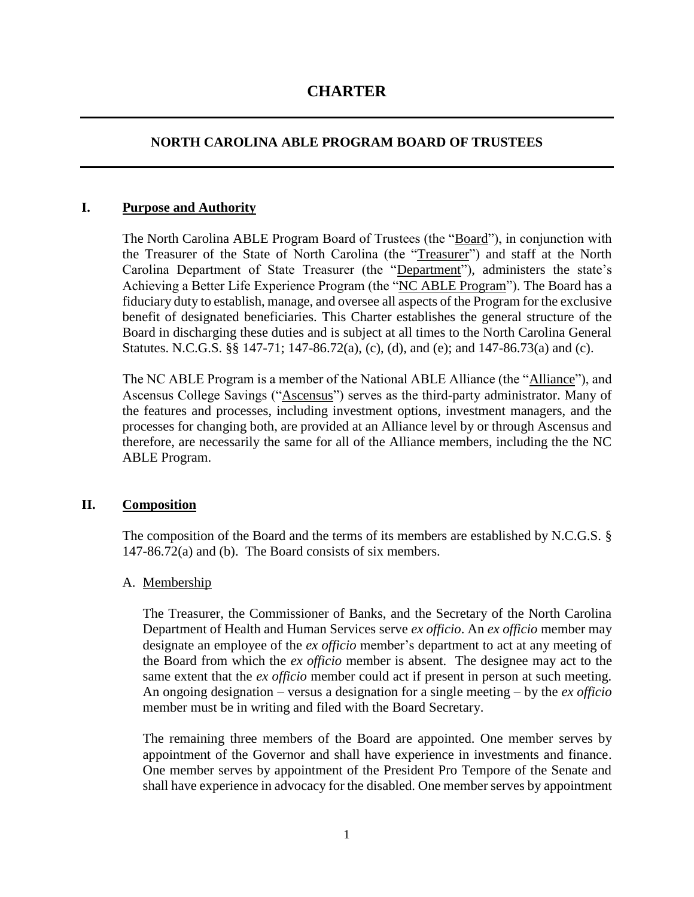# CHARTER

## NORTH CAROLINA ABLE PROGRAM BOARD OF TRUSTEES

### I. Purpose and Authority

The North Carolina ABLE Program Board of Trustees (the "Board"), in conjunction with the Treasurer of the State of North Carolina (the "Treasurer") and staff at the North Carolina Department of State Treasurer (the "Department"), administers the state's Achieving a Better Life Experience Program (the "NC ABLE Program"). The Board has a fiduciary duty to establish, manage, and oversee all aspects of the Program for the exclusive benefit of designated beneficiaries. This Charter establishes the general structure of the Board in discharging these duties and is subject at all times to the North Carolina General Statutes. N.C.G.S. §§ 147-71; 147-86.72(a), (c), (d), and (e); and 147-86.73(a) and (c).

The NC ABLE Program is a member of the National ABLE Alliance (the "Alliance"), and Ascensus College Savings ("Ascensus") serves as the third-party administrator. Many of the features and processes, including investment options, investment managers, and the processes for changing both, are provided at an Alliance level by or through Ascensus and therefore, are necessarily the same for all of the Alliance members, including the the NC ABLE Program.

### II. Composition

The composition of the Board and the terms of its members are established by N.C.G.S. § 147-86.72(a) and (b). The Board consists of six members.

A. Membership

The Treasurer, the Commissioner of Banks, and the Secretary of the North Carolina Department of Health and Human Services serve *ex officio*. An *ex officio* member may designate an employee of the *ex officio* member's department to act at any meeting of the Board from which the *ex officio* member is absent. The designee may act to the same extent that the *ex officio* member could act if present in person at such meeting. An ongoing designation – versus a designation for a single meeting – by the *ex officio* member must be in writing and filed with the Board Secretary.

The remaining three members of the Board are appointed. One member serves by appointment of the Governor and shall have experience in investments and finance. One member serves by appointment of the President Pro Tempore of the Senate and shall have experience in advocacy for the disabled. One member serves by appointment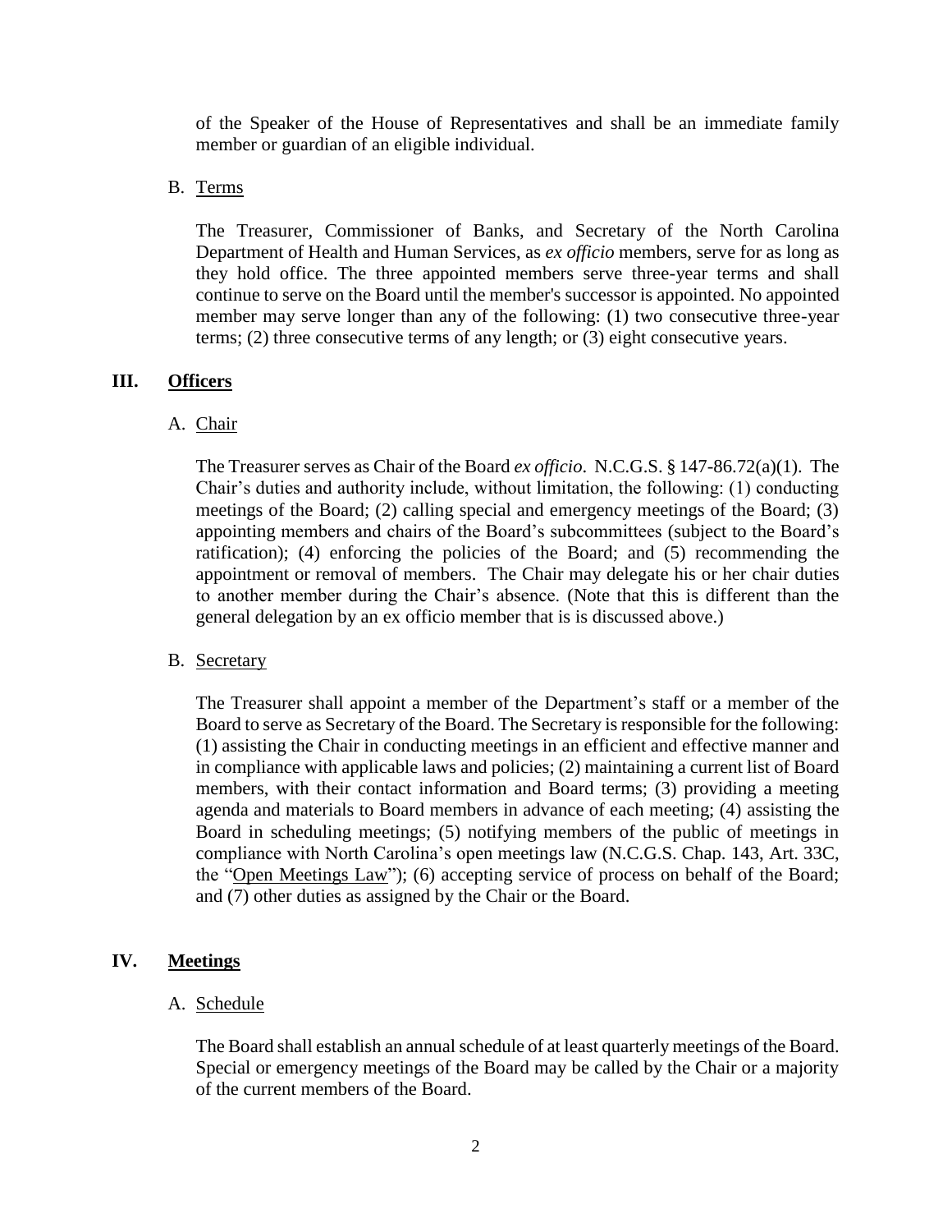of the Speaker of the House of Representatives and shall be an immediate family member or guardian of an eligible individual.

B. Terms

The Treasurer, Commissioner of Banks, and Secretary of the North Carolina Department of Health and Human Services, as *ex officio* members, serve for as long as they hold office. The three appointed members serve three-year terms and shall continue to serve on the Board until the member's successor is appointed. No appointed member may serve longer than any of the following: (1) two consecutive three-year terms; (2) three consecutive terms of any length; or (3) eight consecutive years.

## III. Officers

A. Chair

The Treasurer serves as Chair of the Board *ex officio*. N.C.G.S. § 147-86.72(a)(1). The Chair's duties and authority include, without limitation, the following: (1) conducting meetings of the Board; (2) calling special and emergency meetings of the Board; (3) appointing members and chairs of the Board's subcommittees (subject to the Board's ratification); (4) enforcing the policies of the Board; and (5) recommending the appointment or removal of members. The Chair may delegate his or her chair duties to another member during the Chair's absence. (Note that this is different than the general delegation by an ex officio member that is is discussed above.)

B. Secretary

The Treasurer shall appoint a member of the Department's staff or a member of the Board to serve as Secretary of the Board. The Secretary is responsible for the following: (1) assisting the Chair in conducting meetings in an efficient and effective manner and in compliance with applicable laws and policies; (2) maintaining a current list of Board members, with their contact information and Board terms; (3) providing a meeting agenda and materials to Board members in advance of each meeting; (4) assisting the Board in scheduling meetings; (5) notifying members of the public of meetings in compliance with North Carolina's open meetings law (N.C.G.S. Chap. 143, Art. 33C, the "Open Meetings Law"); (6) accepting service of process on behalf of the Board; and (7) other duties as assigned by the Chair or the Board.

## IV. Meetings

A. Schedule

The Board shall establish an annual schedule of at least quarterly meetings of the Board. Special or emergency meetings of the Board may be called by the Chair or a majority of the current members of the Board.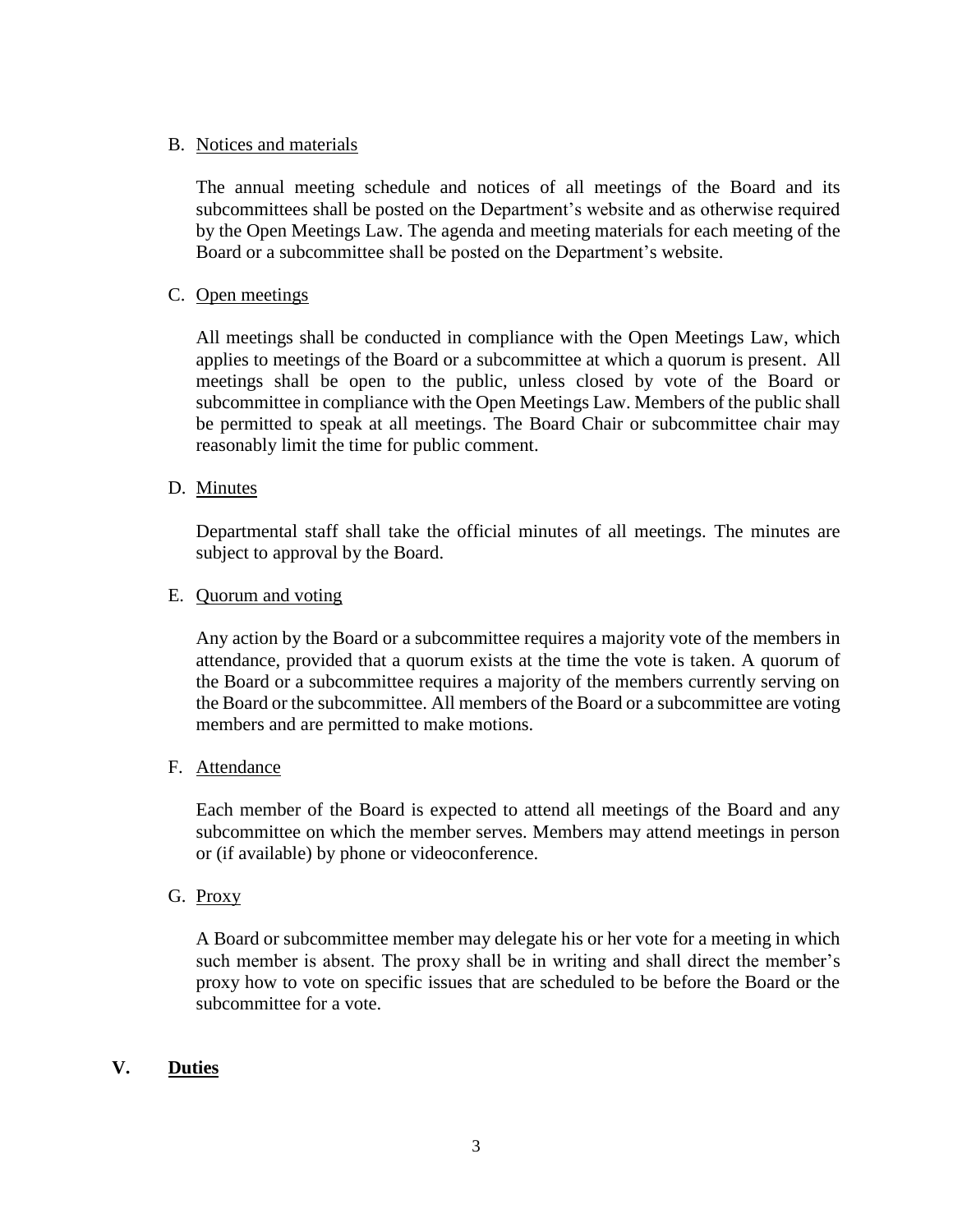B. Notices and materials

The annual meeting schedule and notices of all meetings of the Board and its subcommittees shall be posted on the Department's website and as otherwise required by the Open Meetings Law. The agenda and meeting materials for each meeting of the Board or a subcommittee shall be posted on the Department's website.

C. Open meetings

All meetings shall be conducted in compliance with the Open Meetings Law, which applies to meetings of the Board or a subcommittee at which a quorum is present. All meetings shall be open to the public, unless closed by vote of the Board or subcommittee in compliance with the Open Meetings Law. Members of the public shall be permitted to speak at all meetings. The Board Chair or subcommittee chair may reasonably limit the time for public comment.

D. Minutes

Departmental staff shall take the official minutes of all meetings. The minutes are subject to approval by the Board.

E. Quorum and voting

Any action by the Board or a subcommittee requires a majority vote of the members in attendance, provided that a quorum exists at the time the vote is taken. A quorum of the Board or a subcommittee requires a majority of the members currently serving on the Board or the subcommittee. All members of the Board or a subcommittee are voting members and are permitted to make motions.

F. Attendance

Each member of the Board is expected to attend all meetings of the Board and any subcommittee on which the member serves. Members may attend meetings in person or (if available) by phone or videoconference.

G. Proxy

A Board or subcommittee member may delegate his or her vote for a meeting in which such member is absent. The proxy shall be in writing and shall direct the member's proxy how to vote on specific issues that are scheduled to be before the Board or the subcommittee for a vote.

## V. Duties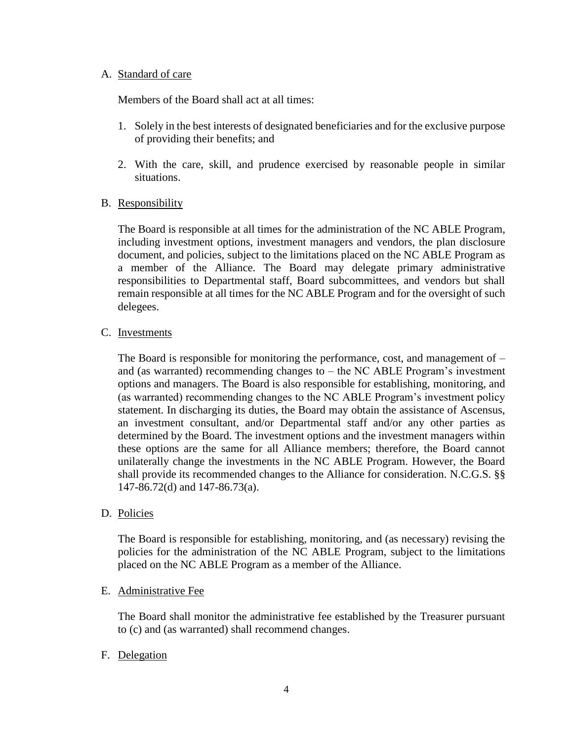A. Standard of care

Members of the Board shall act at all times:

1. Solely in the best interests of designated beneficiaries and for the exclusive purpose of providing their benefits; and

2. With the care, skill, and prudence exercised by reasonable people in similar situations.

B. Responsibility

The Board is responsible at all times for the administration of the NC ABLE Program, including investment options, investment managers and vendors, the plan disclosure document, and policies, subject to the limitations placed on the NC ABLE Program as a member of the Alliance. The Board may delegate primary administrative responsibilities to Departmental staff, Board subcommittees, and vendors but shall remain responsible at all times for the NC ABLE Program and for the oversight of such delegees.

C. Investments

The Board is responsible for monitoring the performance, cost, and management of – and (as warranted) recommending changes to – the NC ABLE Program's investment options and managers. The Board is also responsible for establishing, monitoring, and (as warranted) recommending changes to the NC ABLE Program's investment policy statement. In discharging its duties, the Board may obtain the assistance of Ascensus, an investment consultant, and/or Departmental staff and/or any other parties as determined by the Board. The investment options and the investment managers within these options are the same for all Alliance members; therefore, the Board cannot unilaterally change the investments in the NC ABLE Program. However, the Board shall provide its recommended changes to the Alliance for consideration. N.C.G.S. §§ 147-86.72(d) and 147-86.73(a).

D. Policies

The Board is responsible for establishing, monitoring, and (as necessary) revising the policies for the administration of the NC ABLE Program, subject to the limitations placed on the NC ABLE Program as a member of the Alliance.

E. Administrative Fee

The Board shall monitor the administrative fee established by the Treasurer pursuant to (c) and (as warranted) shall recommend changes.

F. Delegation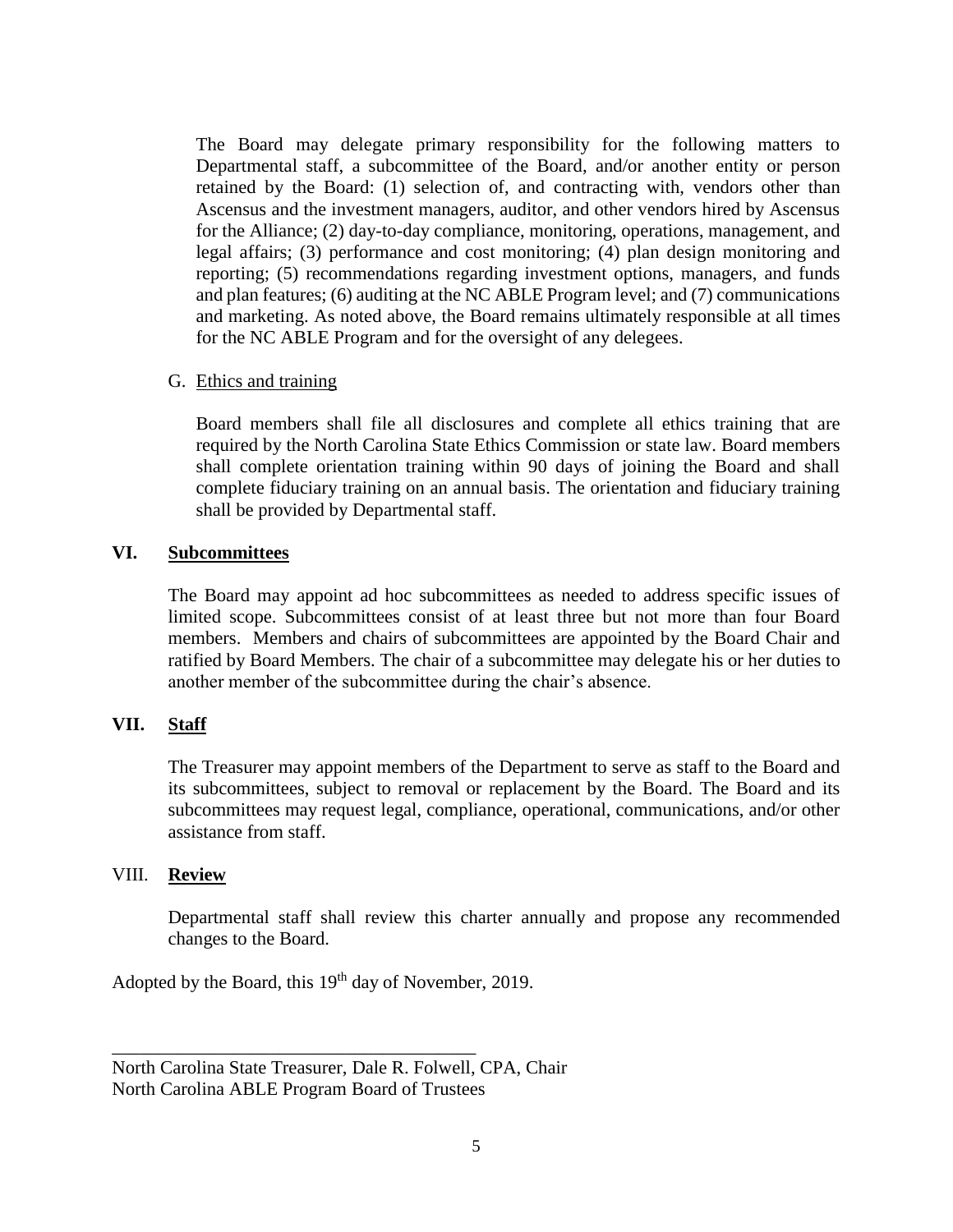The Board may delegate primary responsibility for the following matters to Departmental staff, a subcommittee of the Board, and/or another entity or person retained by the Board: (1) selection of, and contracting with, vendors other than Ascensus and the investment managers, auditor, and other vendors hired by Ascensus for the Alliance; (2) day-to-day compliance, monitoring, operations, management, and legal affairs; (3) performance and cost monitoring; (4) plan design monitoring and reporting; (5) recommendations regarding investment options, managers, and funds and plan features; (6) auditing at the NC ABLE Program level; and (7) communications and marketing. As noted above, the Board remains ultimately responsible at all times for the NC ABLE Program and for the oversight of any delegees.

G. Ethics and training

Board members shall file all disclosures and complete all ethics training that are required by the North Carolina State Ethics Commission or state law. Board members shall complete orientation training within 90 days of joining the Board and shall complete fiduciary training on an annual basis. The orientation and fiduciary training shall be provided by Departmental staff.

## VI. Subcommittees

The Board may appoint ad hoc subcommittees as needed to address specific issues of limited scope. Subcommittees consist of at least three but not more than four Board members. Members and chairs of subcommittees are appointed by the Board Chair and ratified by Board Members. The chair of a subcommittee may delegate his or her duties to another member of the subcommittee during the chair's absence.

## VII. Staff

The Treasurer may appoint members of the Department to serve as staff to the Board and its subcommittees, subject to removal or replacement by the Board. The Board and its subcommittees may request legal, compliance, operational, communications, and/or other assistance from staff.

## VIII. Review

Departmental staff shall review this charter annually and propose any recommended changes to the Board.

Adopted by the Board, this 19th day of November, 2019.

\_\_\_\_\_\_\_\_\_\_\_\_\_\_\_\_\_\_\_\_\_\_\_\_\_\_\_\_\_\_\_\_\_\_\_\_\_\_\_\_

North Carolina State Treasurer, Dale R. Folwell, CPA, Chair
North Carolina ABLE Program Board of Trustees